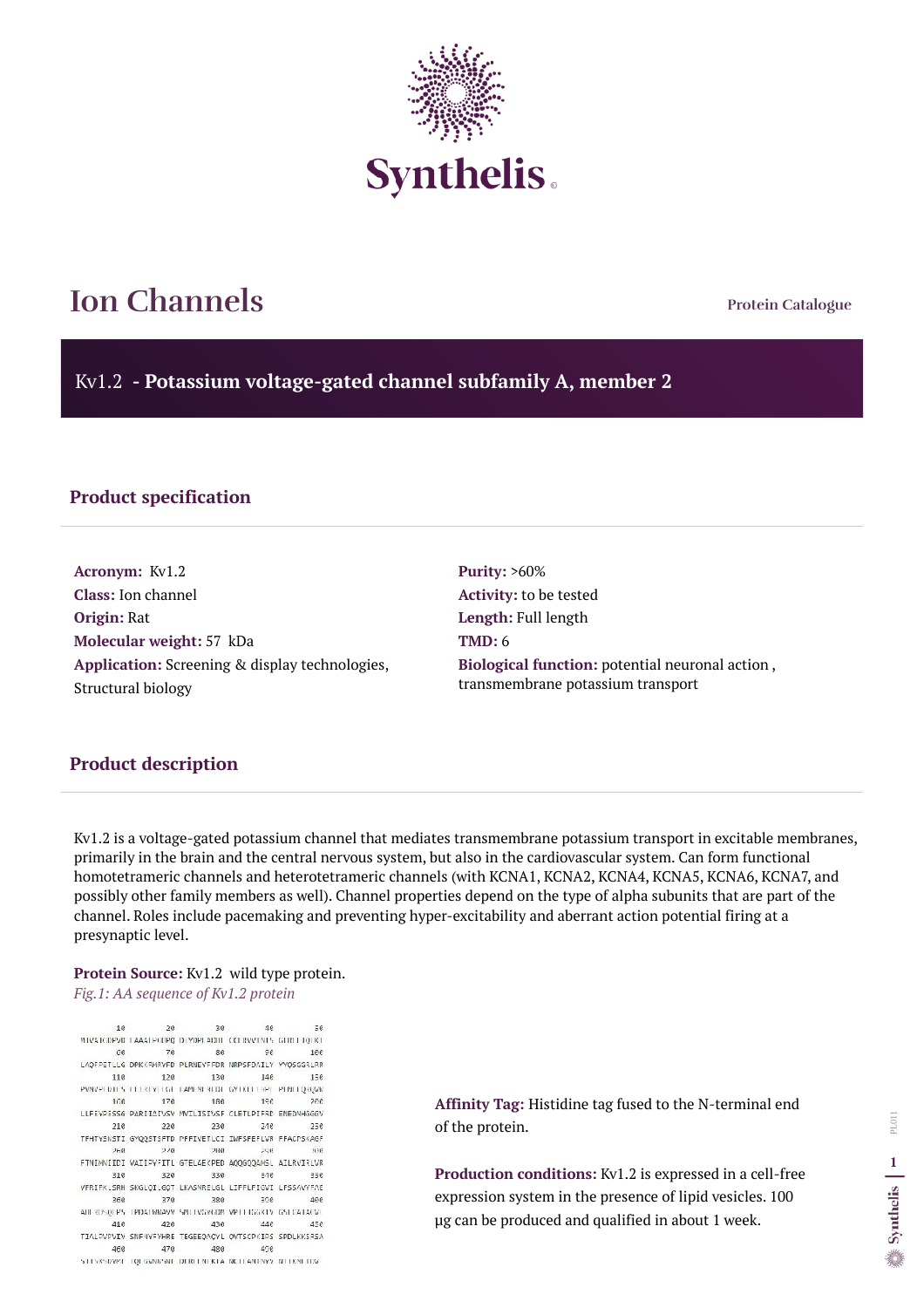# Ion Channels

Protein Catalogue

## Kv1.2 - Potassium voltage-gated channel subfamily A, member 2

### Product specification

**Acronym:** Kv1.2
**Class:** Ion channel
**Origin:** Rat
**Molecular weight:** 57 kDa
**Application:** Screening & display technologies, Structural biology

**Purity:** >60%
**Activity:** to be tested
**Length:** Full length
**TMD:** 6
**Biological function:** potential neuronal action , transmembrane potassium transport

### Product description

Kv1.2 is a voltage-gated potassium channel that mediates transmembrane potassium transport in excitable membranes, primarily in the brain and the central nervous system, but also in the cardiovascular system. Can form functional homotetrameric channels and heterotetrameric channels (with KCNA1, KCNA2, KCNA4, KCNA5, KCNA6, KCNA7, and possibly other family members as well). Channel properties depend on the type of alpha subunits that are part of the channel. Roles include pacemaking and preventing hyper-excitability and aberrant action potential firing at a presynaptic level.

**Protein Source:** Kv1.2 wild type protein.

*Fig.1: AA sequence of Kv1.2 protein*

```
        10         20         30         40         50
MTVATGDPVD EAAALPGHPQ DTYDPEADHE CCERVVINIS GLRFETQLKT
        60         70         80         90        100
LAQFPETLLG DPKKRMRYFD PLRNEYFFDR NRPSFDAILY YYQSGGRLRR
       110        120        130        140        150
PVNVPLDIFS EEIRFYELGE EAMEMFREDE GYIKEEERPL PENEFQRQVW
       160        170        180        190        200
LLFEYPESSG PARIIAIVSV MVILISIVSF CLETLPIFRD ENEDMHGSGV
       210        220        230        240        250
TFHTYSNSTI GYQQSTSFTD PFFIVETLCI IWFSFEFLVR FFACPSKAGF
       260        270        280        290        300
FTNIMNIIDI VAIIPYFITL GTELAEKPED AQQGQQAMSL AILRVIRLVR
       310        320        330        340        350
VFRIFKLSRH SKGLQILGQT LKASMRELGL LIFFLFIGVI LFSSAVYFAE
       360        370        380        390        400
ADERDSQFPS IPDAFWWAVV SMTTVGYGDM VPTTIGGKIV GSLCAIAGVL
       410        420        430        440        450
TIALPVPVIV SNFNYFYHRE TEGEEQAQYL QVTSCPKIPS SPDLKKSRSA
       460        470        480        490
STISKSDYMEIQEGVNNSNEDFREENLKTANCTLANTNYVNITKMLTDV
```

**Affinity Tag:** Histidine tag fused to the N-terminal end of the protein.

**Production conditions:** Kv1.2 is expressed in a cell-free expression system in the presence of lipid vesicles. 100 µg can be produced and qualified in about 1 week.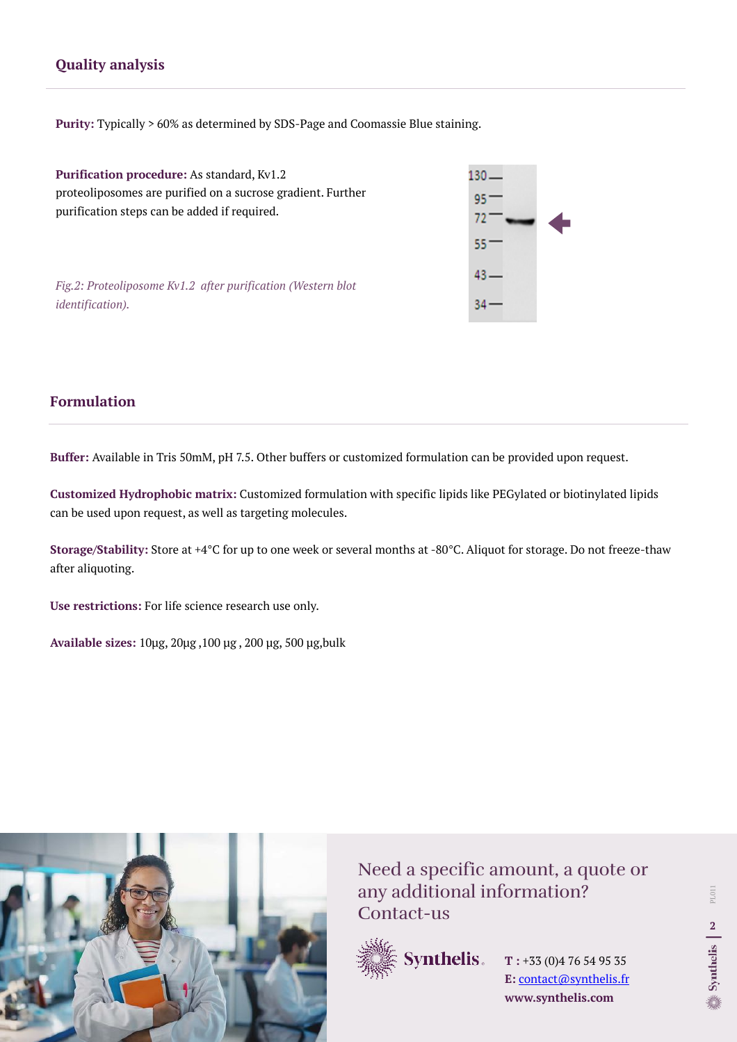## Quality analysis

**Purity:** Typically > 60% as determined by SDS-Page and Coomassie Blue staining.

**Purification procedure:** As standard, Kv1.2 proteoliposomes are purified on a sucrose gradient. Further purification steps can be added if required.

130
95
72
55
43
34

*Fig.2: Proteoliposome Kv1.2 after purification (Western blot identification).*

## Formulation

**Buffer:** Available in Tris 50mM, pH 7.5. Other buffers or customized formulation can be provided upon request.

**Customized Hydrophobic matrix:** Customized formulation with specific lipids like PEGylated or biotinylated lipids can be used upon request, as well as targeting molecules.

**Storage/Stability:** Store at +4°C for up to one week or several months at -80°C. Aliquot for storage. Do not freeze-thaw after aliquoting.

**Use restrictions:** For life science research use only.

**Available sizes:** 10µg, 20µg ,100 µg , 200 µg, 500 µg,bulk

Need a specific amount, a quote or any additional information? Contact-us

Synthelis

**T :** +33 (0)4 76 54 95 35
**E:** contact@synthelis.fr
**www.synthelis.com**